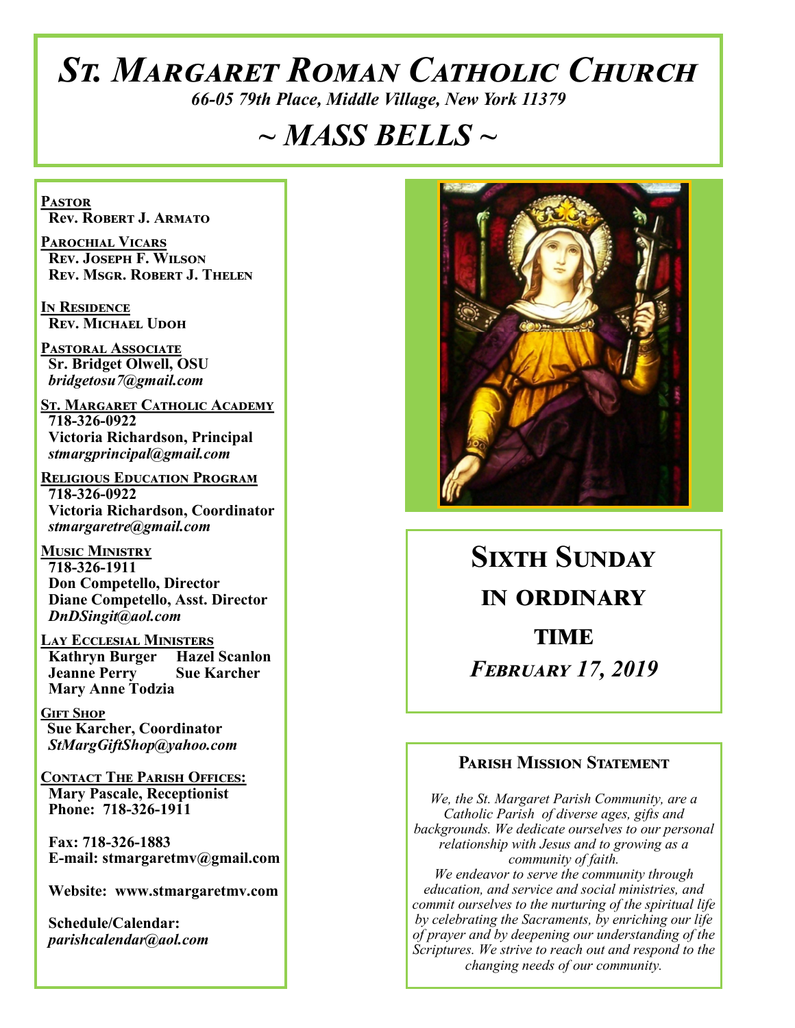# St. Margaret Roman Catholic Church

*66-05 79th Place, Middle Village, New York 11379*

## ~ MASS BELLS ~

**Pastor**
Rev. Robert J. Armato

**Parochial Vicars**
Rev. Joseph F. Wilson
Rev. Msgr. Robert J. Thelen

**In Residence**
Rev. Michael Udoh

**Pastoral Associate**
Sr. Bridget Olwell, OSU
*bridgetosu7@gmail.com*

**St. Margaret Catholic Academy**
718-326-0922
Victoria Richardson, Principal
*stmargprincipal@gmail.com*

**Religious Education Program**
718-326-0922
Victoria Richardson, Coordinator
*stmargaretre@gmail.com*

**Music Ministry**
718-326-1911
Don Competello, Director
Diane Competello, Asst. Director
*DnDSingit@aol.com*

**Lay Ecclesial Ministers**
Kathryn Burger
Hazel Scanlon
Jeanne Perry
Sue Karcher
Mary Anne Todzia

**Gift Shop**
Sue Karcher, Coordinator
*StMargGiftShop@yahoo.com*

**Contact The Parish Offices:**
Mary Pascale, Receptionist
Phone: 718-326-1911

Fax: 718-326-1883
E-mail: stmargaretmv@gmail.com

Website: www.stmargaretmv.com

Schedule/Calendar:
*parishcalendar@aol.com*

## Sixth Sunday in Ordinary Time

### *February 17, 2019*

### Parish Mission Statement

*We, the St. Margaret Parish Community, are a Catholic Parish of diverse ages, gifts and backgrounds. We dedicate ourselves to our personal relationship with Jesus and to growing as a community of faith. We endeavor to serve the community through education, and service and social ministries, and commit ourselves to the nurturing of the spiritual life by celebrating the Sacraments, by enriching our life of prayer and by deepening our understanding of the Scriptures. We strive to reach out and respond to the changing needs of our community.*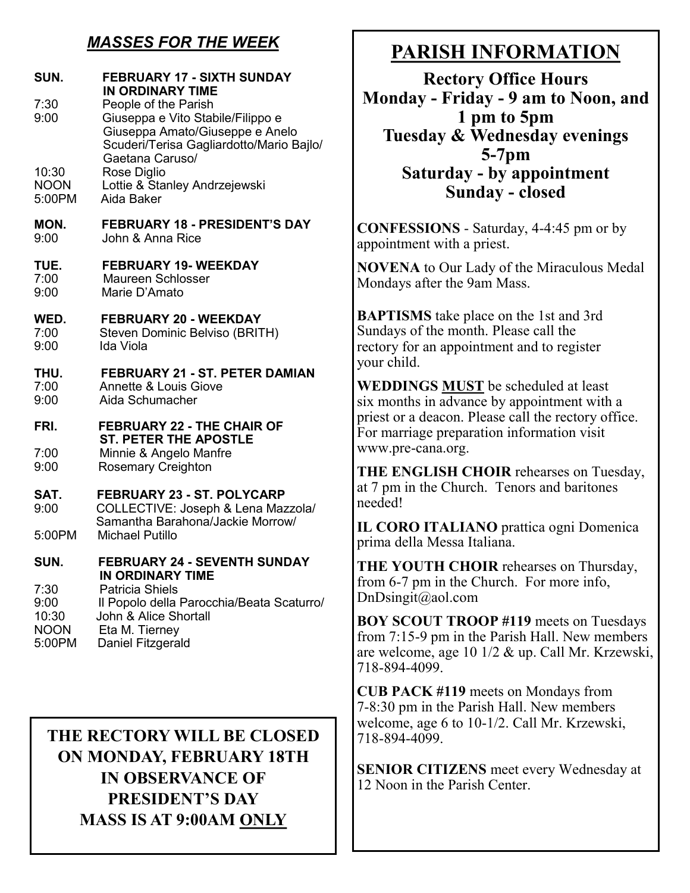## *MASSES FOR THE WEEK*

**SUN. FEBRUARY 17 - SIXTH SUNDAY IN ORDINARY TIME**

7:30 People of the Parish
9:00 Giuseppa e Vito Stabile/Filippo e Giuseppa Amato/Giuseppe e Anelo Scuderi/Terisa Gagliardotto/Mario Bajlo/ Gaetana Caruso/
10:30 Rose Diglio
NOON Lottie & Stanley Andrzejewski
5:00PM Aida Baker

**MON. FEBRUARY 18 - PRESIDENT'S DAY**

9:00 John & Anna Rice

**TUE. FEBRUARY 19- WEEKDAY**

7:00 Maureen Schlosser
9:00 Marie D'Amato

**WED. FEBRUARY 20 - WEEKDAY**

7:00 Steven Dominic Belviso (BRITH)
9:00 Ida Viola

**THU. FEBRUARY 21 - ST. PETER DAMIAN**

7:00 Annette & Louis Giove
9:00 Aida Schumacher

**FRI. FEBRUARY 22 - THE CHAIR OF ST. PETER THE APOSTLE**

7:00 Minnie & Angelo Manfre
9:00 Rosemary Creighton

**SAT. FEBRUARY 23 - ST. POLYCARP**

9:00 COLLECTIVE: Joseph & Lena Mazzola/ Samantha Barahona/Jackie Morrow/
5:00PM Michael Putillo

**SUN. FEBRUARY 24 - SEVENTH SUNDAY IN ORDINARY TIME**

7:30 Patricia Shiels
9:00 Il Popolo della Parocchia/Beata Scaturro/
10:30 John & Alice Shortall
NOON Eta M. Tierney
5:00PM Daniel Fitzgerald

**THE RECTORY WILL BE CLOSED ON MONDAY, FEBRUARY 18TH IN OBSERVANCE OF PRESIDENT'S DAY MASS IS AT 9:00AM ONLY**

# PARISH INFORMATION

**Rectory Office Hours**
**Monday - Friday - 9 am to Noon, and 1 pm to 5pm**
**Tuesday & Wednesday evenings 5-7pm**
**Saturday - by appointment**
**Sunday - closed**

**CONFESSIONS** - Saturday, 4-4:45 pm or by appointment with a priest.

**NOVENA** to Our Lady of the Miraculous Medal Mondays after the 9am Mass.

**BAPTISMS** take place on the 1st and 3rd Sundays of the month. Please call the rectory for an appointment and to register your child.

**WEDDINGS MUST** be scheduled at least six months in advance by appointment with a priest or a deacon. Please call the rectory office. For marriage preparation information visit www.pre-cana.org.

**THE ENGLISH CHOIR** rehearses on Tuesday, at 7 pm in the Church. Tenors and baritones needed!

**IL CORO ITALIANO** prattica ogni Domenica prima della Messa Italiana.

**THE YOUTH CHOIR** rehearses on Thursday, from 6-7 pm in the Church. For more info, DnDsingit@aol.com

**BOY SCOUT TROOP #119** meets on Tuesdays from 7:15-9 pm in the Parish Hall. New members are welcome, age 10 1/2 & up. Call Mr. Krzewski, 718-894-4099.

**CUB PACK #119** meets on Mondays from 7-8:30 pm in the Parish Hall. New members welcome, age 6 to 10-1/2. Call Mr. Krzewski, 718-894-4099.

**SENIOR CITIZENS** meet every Wednesday at 12 Noon in the Parish Center.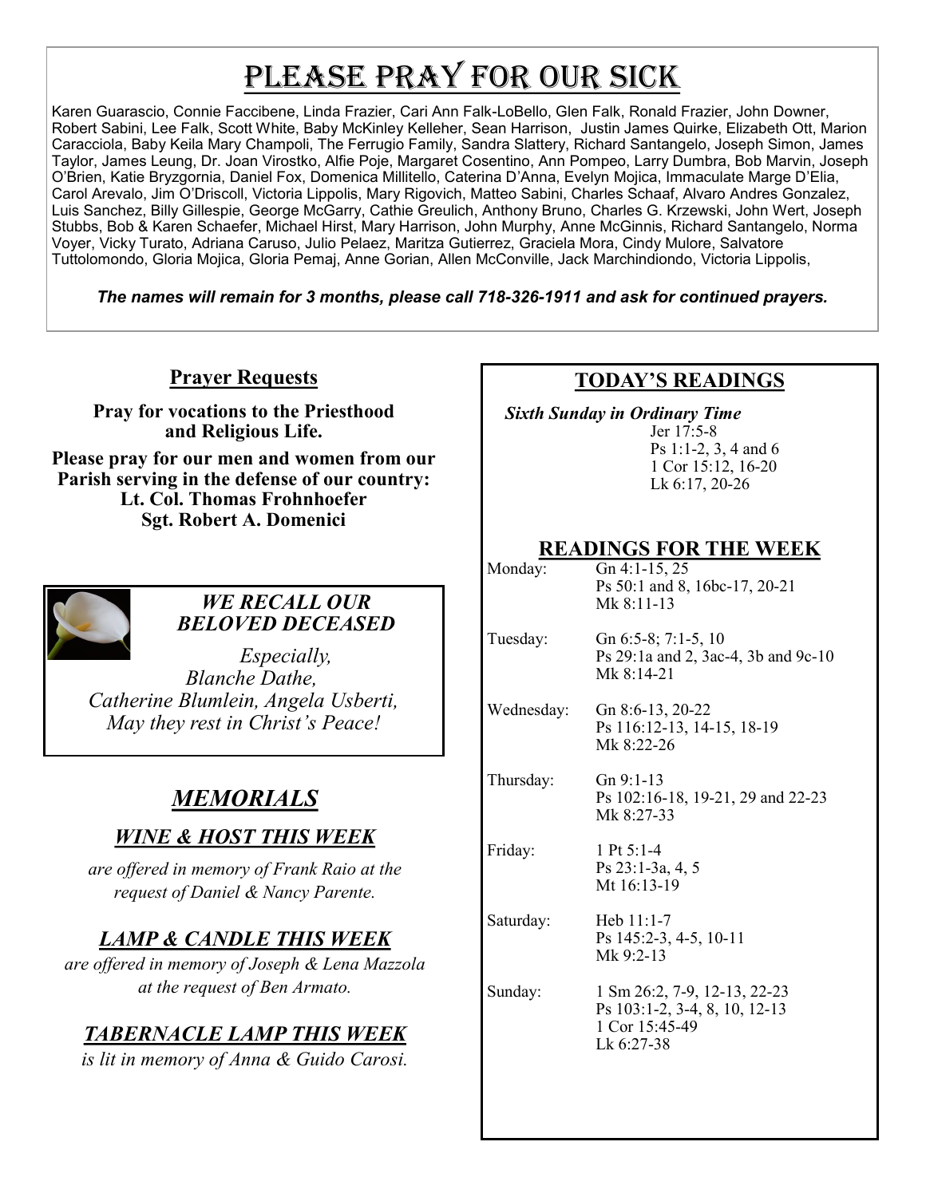# Please Pray for Our Sick

Karen Guarascio, Connie Faccibene, Linda Frazier, Cari Ann Falk-LoBello, Glen Falk, Ronald Frazier, John Downer, Robert Sabini, Lee Falk, Scott White, Baby McKinley Kelleher, Sean Harrison, Justin James Quirke, Elizabeth Ott, Marion Caracciola, Baby Keila Mary Champoli, The Ferrugio Family, Sandra Slattery, Richard Santangelo, Joseph Simon, James Taylor, James Leung, Dr. Joan Virostko, Alfie Poje, Margaret Cosentino, Ann Pompeo, Larry Dumbra, Bob Marvin, Joseph O'Brien, Katie Bryzgornia, Daniel Fox, Domenica Millitello, Caterina D'Anna, Evelyn Mojica, Immaculate Marge D'Elia, Carol Arevalo, Jim O'Driscoll, Victoria Lippolis, Mary Rigovich, Matteo Sabini, Charles Schaaf, Alvaro Andres Gonzalez, Luis Sanchez, Billy Gillespie, George McGarry, Cathie Greulich, Anthony Bruno, Charles G. Krzewski, John Wert, Joseph Stubbs, Bob & Karen Schaefer, Michael Hirst, Mary Harrison, John Murphy, Anne McGinnis, Richard Santangelo, Norma Voyer, Vicky Turato, Adriana Caruso, Julio Pelaez, Maritza Gutierrez, Graciela Mora, Cindy Mulore, Salvatore Tuttolomondo, Gloria Mojica, Gloria Pemaj, Anne Gorian, Allen McConville, Jack Marchindiondo, Victoria Lippolis,

***The names will remain for 3 months, please call 718-326-1911 and ask for continued prayers.***

## Prayer Requests

**Pray for vocations to the Priesthood and Religious Life.**

**Please pray for our men and women from our Parish serving in the defense of our country:**
**Lt. Col. Thomas Frohnhoefer**
**Sgt. Robert A. Domenici**

### *WE RECALL OUR BELOVED DECEASED*

*Especially,*
*Blanche Dathe,*
*Catherine Blumlein, Angela Usberti,*
*May they rest in Christ's Peace!*

## *MEMORIALS*

### *WINE & HOST THIS WEEK*

*are offered in memory of Frank Raio at the request of Daniel & Nancy Parente.*

### *LAMP & CANDLE THIS WEEK*

*are offered in memory of Joseph & Lena Mazzola at the request of Ben Armato.*

### *TABERNACLE LAMP THIS WEEK*

*is lit in memory of Anna & Guido Carosi.*

## TODAY'S READINGS

*Sixth Sunday in Ordinary Time*
Jer 17:5-8
Ps 1:1-2, 3, 4 and 6
1 Cor 15:12, 16-20
Lk 6:17, 20-26

## READINGS FOR THE WEEK

| | |
|---|---|
| Monday: | Gn 4:1-15, 25<br>Ps 50:1 and 8, 16bc-17, 20-21<br>Mk 8:11-13 |
| Tuesday: | Gn 6:5-8; 7:1-5, 10<br>Ps 29:1a and 2, 3ac-4, 3b and 9c-10<br>Mk 8:14-21 |
| Wednesday: | Gn 8:6-13, 20-22<br>Ps 116:12-13, 14-15, 18-19<br>Mk 8:22-26 |
| Thursday: | Gn 9:1-13<br>Ps 102:16-18, 19-21, 29 and 22-23<br>Mk 8:27-33 |
| Friday: | 1 Pt 5:1-4<br>Ps 23:1-3a, 4, 5<br>Mt 16:13-19 |
| Saturday: | Heb 11:1-7<br>Ps 145:2-3, 4-5, 10-11<br>Mk 9:2-13 |
| Sunday: | 1 Sm 26:2, 7-9, 12-13, 22-23<br>Ps 103:1-2, 3-4, 8, 10, 12-13<br>1 Cor 15:45-49<br>Lk 6:27-38 |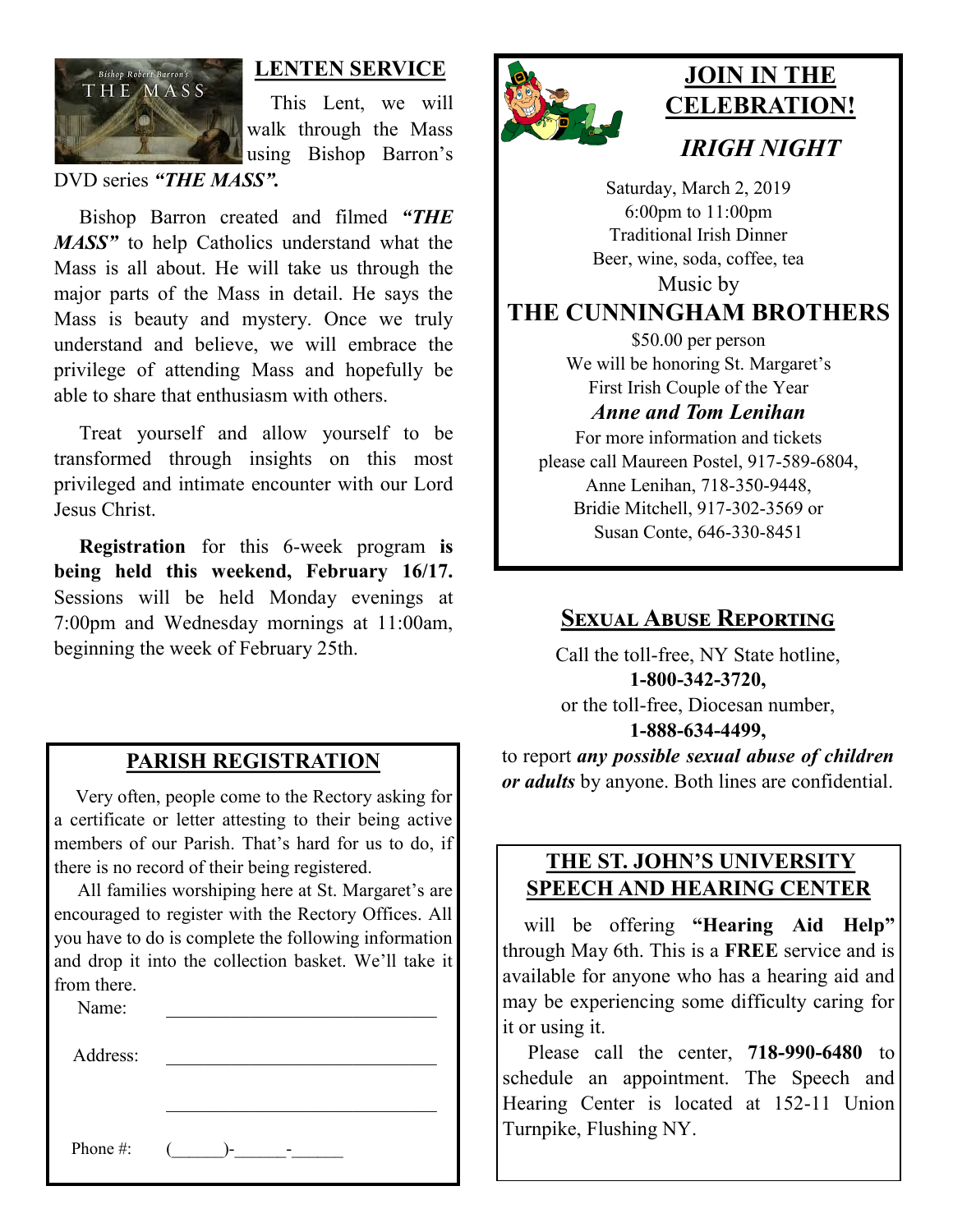## LENTEN SERVICE

This Lent, we will walk through the Mass using Bishop Barron's DVD series ***"THE MASS".***

Bishop Barron created and filmed ***"THE MASS"*** to help Catholics understand what the Mass is all about. He will take us through the major parts of the Mass in detail. He says the Mass is beauty and mystery. Once we truly understand and believe, we will embrace the privilege of attending Mass and hopefully be able to share that enthusiasm with others.

Treat yourself and allow yourself to be transformed through insights on this most privileged and intimate encounter with our Lord Jesus Christ.

**Registration** for this 6-week program **is being held this weekend, February 16/17.** Sessions will be held Monday evenings at 7:00pm and Wednesday mornings at 11:00am, beginning the week of February 25th.

## PARISH REGISTRATION

Very often, people come to the Rectory asking for a certificate or letter attesting to their being active members of our Parish. That's hard for us to do, if there is no record of their being registered.

All families worshiping here at St. Margaret's are encouraged to register with the Rectory Offices. All you have to do is complete the following information and drop it into the collection basket. We'll take it from there.

Name: ______________________________

Address: ______________________________

______________________________

Phone #: (______)-______-______

## JOIN IN THE CELEBRATION!

### *IRIGH NIGHT*

Saturday, March 2, 2019
6:00pm to 11:00pm
Traditional Irish Dinner
Beer, wine, soda, coffee, tea
Music by

**THE CUNNINGHAM BROTHERS**

$50.00 per person
We will be honoring St. Margaret's
First Irish Couple of the Year
***Anne and Tom Lenihan***
For more information and tickets
please call Maureen Postel, 917-589-6804,
Anne Lenihan, 718-350-9448,
Bridie Mitchell, 917-302-3569 or
Susan Conte, 646-330-8451

## SEXUAL ABUSE REPORTING

Call the toll-free, NY State hotline,
**1-800-342-3720,**
or the toll-free, Diocesan number,
**1-888-634-4499,**
to report ***any possible sexual abuse of children or adults*** by anyone. Both lines are confidential.

## THE ST. JOHN'S UNIVERSITY SPEECH AND HEARING CENTER

will be offering **"Hearing Aid Help"** through May 6th. This is a **FREE** service and is available for anyone who has a hearing aid and may be experiencing some difficulty caring for it or using it.

Please call the center, **718-990-6480** to schedule an appointment. The Speech and Hearing Center is located at 152-11 Union Turnpike, Flushing NY.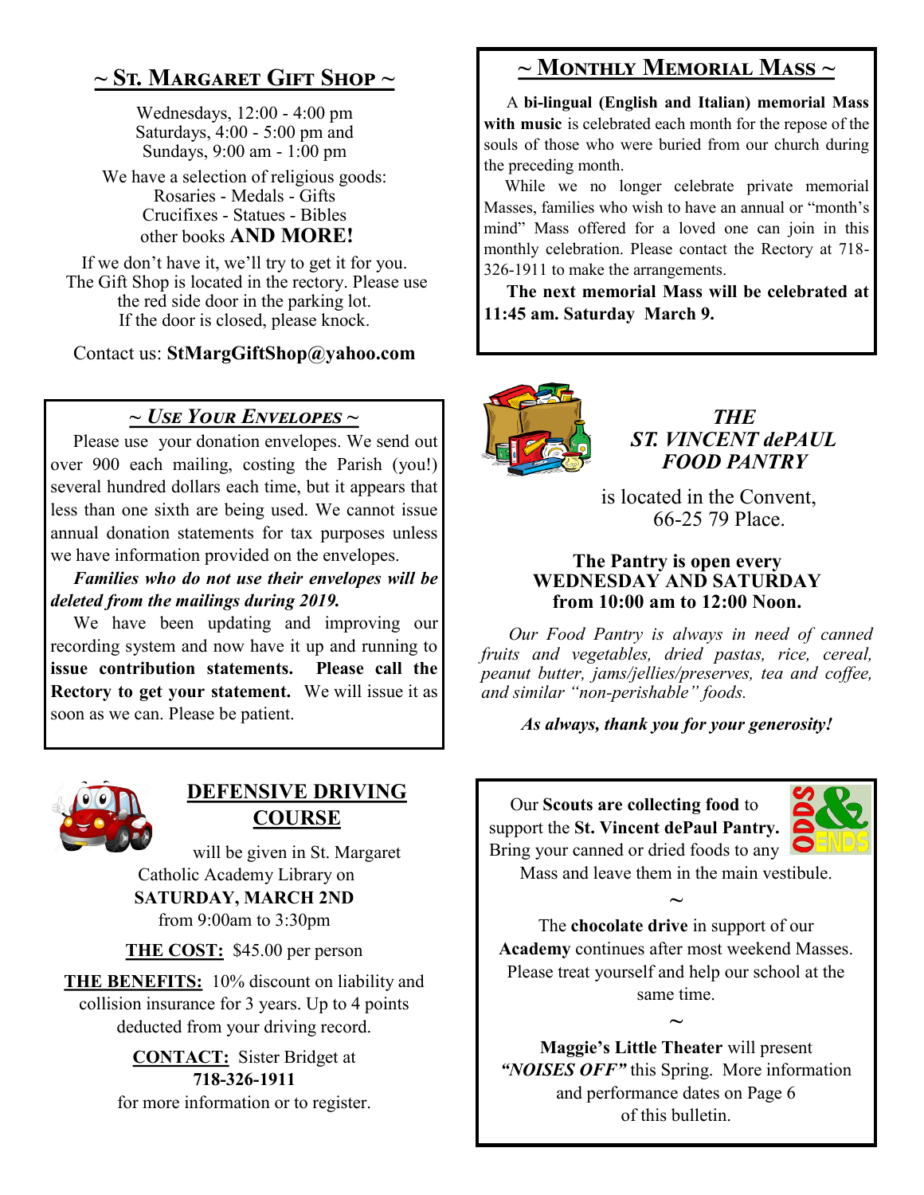## ~ St. Margaret Gift Shop ~

Wednesdays, 12:00 - 4:00 pm
Saturdays, 4:00 - 5:00 pm and
Sundays, 9:00 am - 1:00 pm

We have a selection of religious goods:
Rosaries - Medals - Gifts
Crucifixes - Statues - Bibles
other books **AND MORE!**

If we don't have it, we'll try to get it for you.
The Gift Shop is located in the rectory. Please use the red side door in the parking lot.
If the door is closed, please knock.

Contact us: **StMargGiftShop@yahoo.com**

## ~ *Use Your Envelopes* ~

Please use your donation envelopes. We send out over 900 each mailing, costing the Parish (you!) several hundred dollars each time, but it appears that less than one sixth are being used. We cannot issue annual donation statements for tax purposes unless we have information provided on the envelopes.

***Families who do not use their envelopes will be deleted from the mailings during 2019.***

We have been updating and improving our recording system and now have it up and running to **issue contribution statements. Please call the Rectory to get your statement.** We will issue it as soon as we can. Please be patient.

## DEFENSIVE DRIVING COURSE

will be given in St. Margaret Catholic Academy Library on
**SATURDAY, MARCH 2ND**
from 9:00am to 3:30pm

**THE COST:** $45.00 per person

**THE BENEFITS:** 10% discount on liability and collision insurance for 3 years. Up to 4 points deducted from your driving record.

**CONTACT:** Sister Bridget at
**718-326-1911**
for more information or to register.

## ~ Monthly Memorial Mass ~

A **bi-lingual (English and Italian) memorial Mass with music** is celebrated each month for the repose of the souls of those who were buried from our church during the preceding month.

While we no longer celebrate private memorial Masses, families who wish to have an annual or "month's mind" Mass offered for a loved one can join in this monthly celebration. Please contact the Rectory at 718-326-1911 to make the arrangements.

**The next memorial Mass will be celebrated at 11:45 am. Saturday March 9.**

## *THE ST. VINCENT dePAUL FOOD PANTRY*

is located in the Convent,
66-25 79 Place.

**The Pantry is open every**
**WEDNESDAY AND SATURDAY**
**from 10:00 am to 12:00 Noon.**

*Our Food Pantry is always in need of canned fruits and vegetables, dried pastas, rice, cereal, peanut butter, jams/jellies/preserves, tea and coffee, and similar "non-perishable" foods.*

***As always, thank you for your generosity!***

## ODDS & ENDS

Our **Scouts are collecting food** to support the **St. Vincent dePaul Pantry.** Bring your canned or dried foods to any Mass and leave them in the main vestibule.

~

The **chocolate drive** in support of our **Academy** continues after most weekend Masses. Please treat yourself and help our school at the same time.

~

**Maggie's Little Theater** will present ***"NOISES OFF"*** this Spring. More information and performance dates on Page 6 of this bulletin.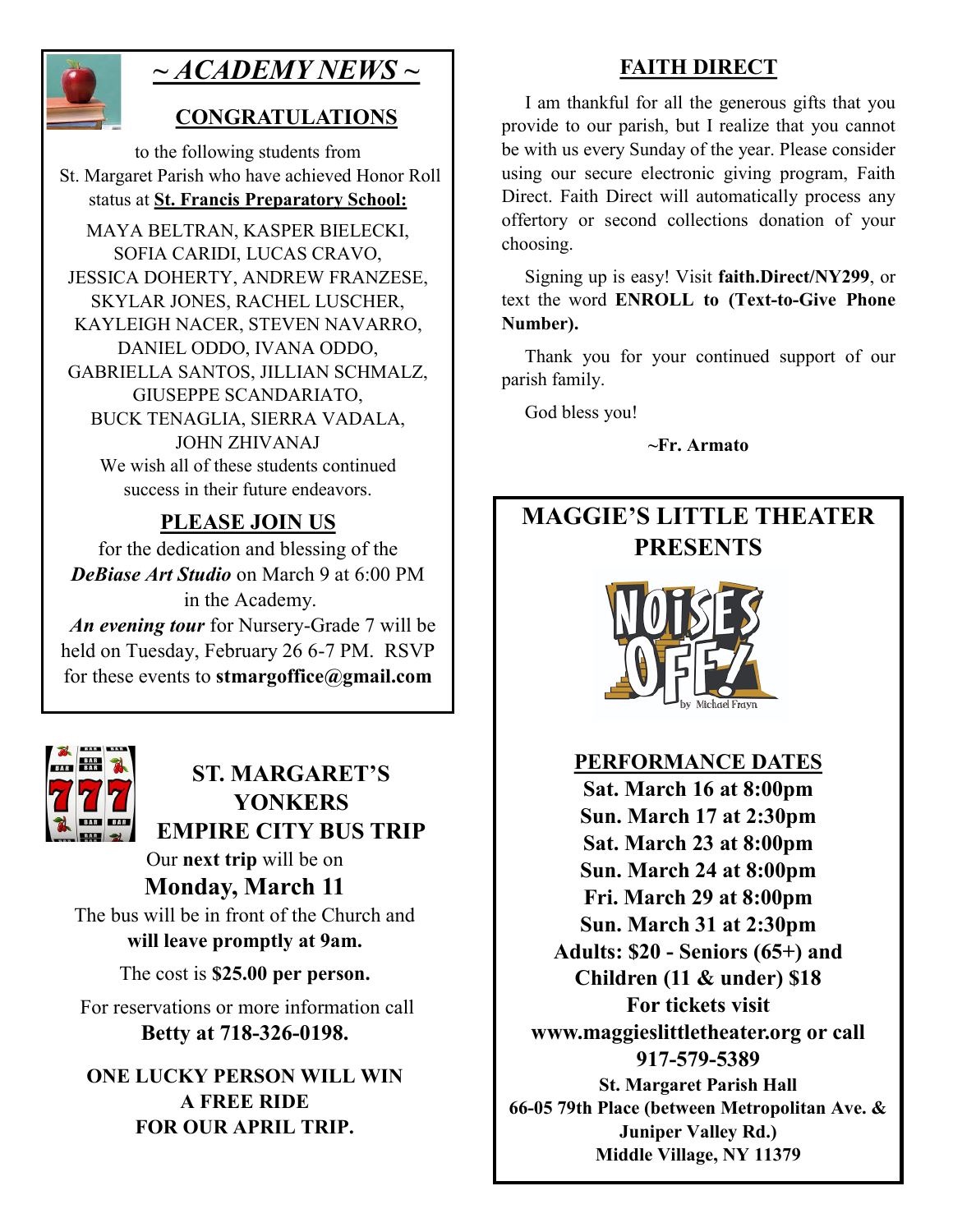## ~ ACADEMY NEWS ~

### CONGRATULATIONS

to the following students from St. Margaret Parish who have achieved Honor Roll status at **St. Francis Preparatory School:**

MAYA BELTRAN, KASPER BIELECKI, SOFIA CARIDI, LUCAS CRAVO, JESSICA DOHERTY, ANDREW FRANZESE, SKYLAR JONES, RACHEL LUSCHER, KAYLEIGH NACER, STEVEN NAVARRO, DANIEL ODDO, IVANA ODDO, GABRIELLA SANTOS, JILLIAN SCHMALZ, GIUSEPPE SCANDARIATO, BUCK TENAGLIA, SIERRA VADALA, JOHN ZHIVANAJ

We wish all of these students continued success in their future endeavors.

### PLEASE JOIN US

for the dedication and blessing of the ***DeBiase Art Studio*** on March 9 at 6:00 PM in the Academy.

***An evening tour*** for Nursery-Grade 7 will be held on Tuesday, February 26 6-7 PM. RSVP for these events to **stmargoffice@gmail.com**

## ST. MARGARET'S YONKERS EMPIRE CITY BUS TRIP

Our **next trip** will be on

**Monday, March 11**

The bus will be in front of the Church and **will leave promptly at 9am.**

The cost is **$25.00 per person.**

For reservations or more information call **Betty at 718-326-0198.**

**ONE LUCKY PERSON WILL WIN A FREE RIDE FOR OUR APRIL TRIP.**

## FAITH DIRECT

I am thankful for all the generous gifts that you provide to our parish, but I realize that you cannot be with us every Sunday of the year. Please consider using our secure electronic giving program, Faith Direct. Faith Direct will automatically process any offertory or second collections donation of your choosing.

Signing up is easy! Visit **faith.Direct/NY299**, or text the word **ENROLL to (Text-to-Give Phone Number).**

Thank you for your continued support of our parish family.

God bless you!

**~Fr. Armato**

## MAGGIE'S LITTLE THEATER PRESENTS

NOISES OFF!
by Michael Frayn

### PERFORMANCE DATES

**Sat. March 16 at 8:00pm**
**Sun. March 17 at 2:30pm**
**Sat. March 23 at 8:00pm**
**Sun. March 24 at 8:00pm**
**Fri. March 29 at 8:00pm**
**Sun. March 31 at 2:30pm**

**Adults: $20 - Seniors (65+) and Children (11 & under) $18**

**For tickets visit www.maggieslittletheater.org or call 917-579-5389**

**St. Margaret Parish Hall**
**66-05 79th Place (between Metropolitan Ave. & Juniper Valley Rd.)**
**Middle Village, NY 11379**